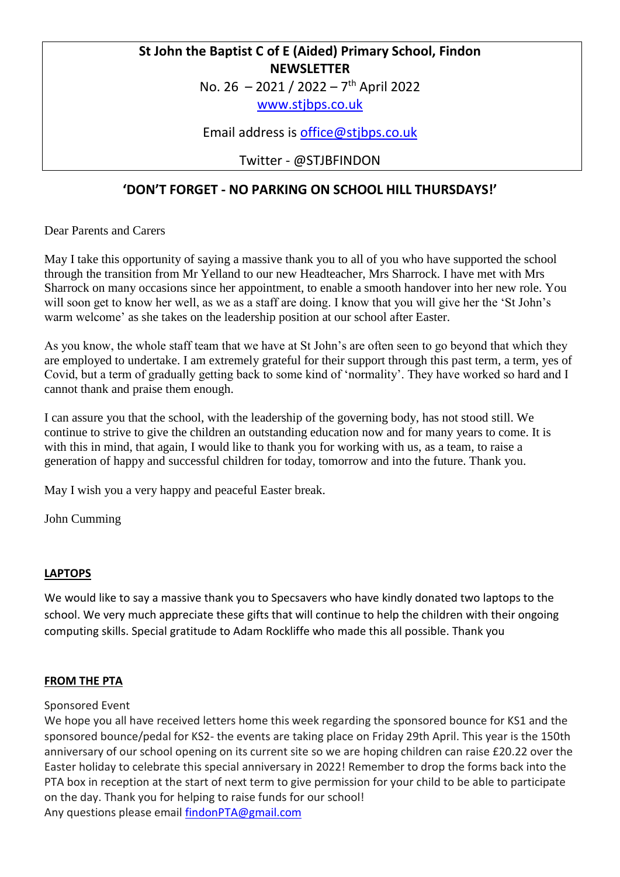**St John the Baptist C of E (Aided) Primary School, Findon**
**NEWSLETTER**
No. 26 – 2021 / 2022 – 7th April 2022
[www.stjbps.co.uk](http://www.stjbps.co.uk)

Email address is [office@stjbps.co.uk](mailto:office@stjbps.co.uk)

Twitter - @STJBFINDON

## 'DON'T FORGET - NO PARKING ON SCHOOL HILL THURSDAYS!'

Dear Parents and Carers

May I take this opportunity of saying a massive thank you to all of you who have supported the school through the transition from Mr Yelland to our new Headteacher, Mrs Sharrock. I have met with Mrs Sharrock on many occasions since her appointment, to enable a smooth handover into her new role. You will soon get to know her well, as we as a staff are doing. I know that you will give her the 'St John's warm welcome' as she takes on the leadership position at our school after Easter.

As you know, the whole staff team that we have at St John's are often seen to go beyond that which they are employed to undertake. I am extremely grateful for their support through this past term, a term, yes of Covid, but a term of gradually getting back to some kind of 'normality'. They have worked so hard and I cannot thank and praise them enough.

I can assure you that the school, with the leadership of the governing body, has not stood still. We continue to strive to give the children an outstanding education now and for many years to come. It is with this in mind, that again, I would like to thank you for working with us, as a team, to raise a generation of happy and successful children for today, tomorrow and into the future. Thank you.

May I wish you a very happy and peaceful Easter break.

John Cumming

### LAPTOPS

We would like to say a massive thank you to Specsavers who have kindly donated two laptops to the school. We very much appreciate these gifts that will continue to help the children with their ongoing computing skills. Special gratitude to Adam Rockliffe who made this all possible. Thank you

### FROM THE PTA

Sponsored Event

We hope you all have received letters home this week regarding the sponsored bounce for KS1 and the sponsored bounce/pedal for KS2- the events are taking place on Friday 29th April. This year is the 150th anniversary of our school opening on its current site so we are hoping children can raise £20.22 over the Easter holiday to celebrate this special anniversary in 2022! Remember to drop the forms back into the PTA box in reception at the start of next term to give permission for your child to be able to participate on the day. Thank you for helping to raise funds for our school!

Any questions please email [findonPTA@gmail.com](mailto:findonPTA@gmail.com)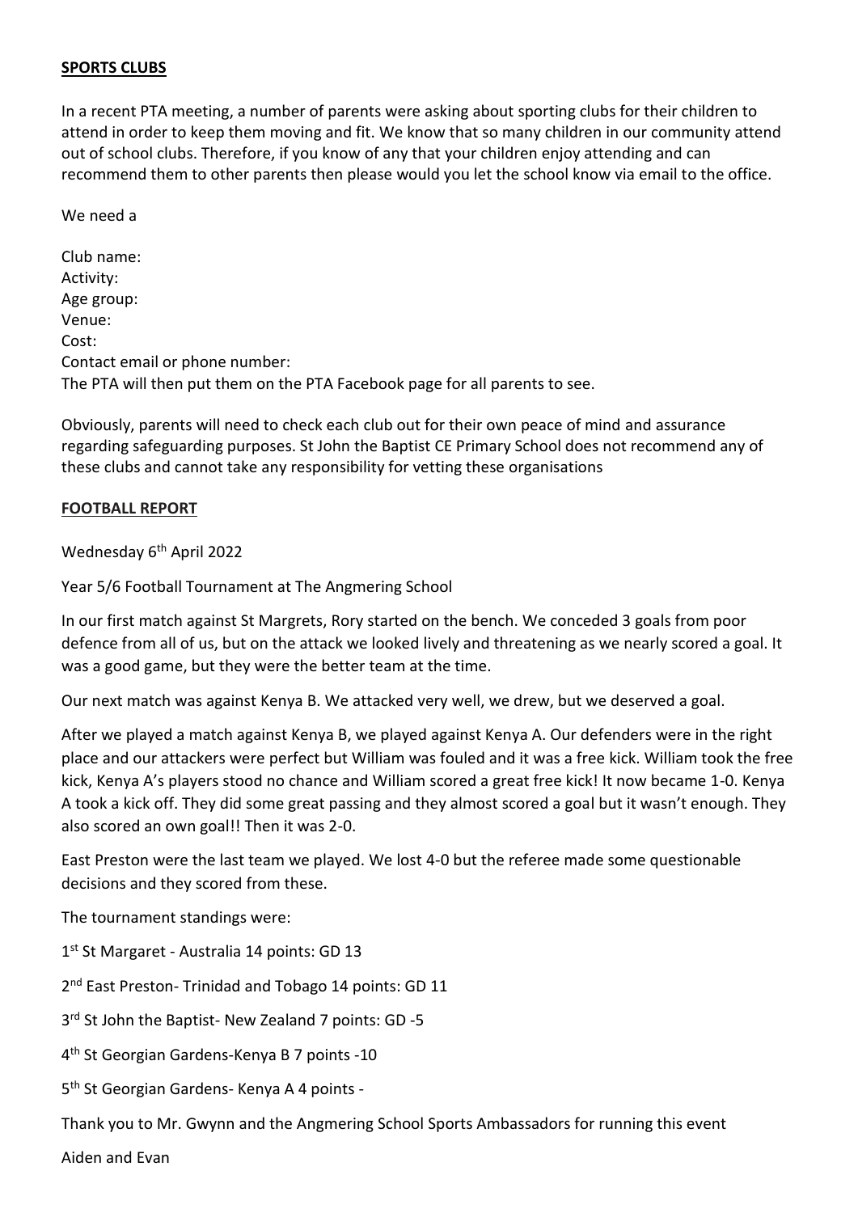## **SPORTS CLUBS**

In a recent PTA meeting, a number of parents were asking about sporting clubs for their children to attend in order to keep them moving and fit. We know that so many children in our community attend out of school clubs. Therefore, if you know of any that your children enjoy attending and can recommend them to other parents then please would you let the school know via email to the office.

We need a

Club name:
Activity:
Age group:
Venue:
Cost:
Contact email or phone number:
The PTA will then put them on the PTA Facebook page for all parents to see.

Obviously, parents will need to check each club out for their own peace of mind and assurance regarding safeguarding purposes. St John the Baptist CE Primary School does not recommend any of these clubs and cannot take any responsibility for vetting these organisations

## **FOOTBALL REPORT**

Wednesday 6th April 2022

Year 5/6 Football Tournament at The Angmering School

In our first match against St Margrets, Rory started on the bench. We conceded 3 goals from poor defence from all of us, but on the attack we looked lively and threatening as we nearly scored a goal. It was a good game, but they were the better team at the time.

Our next match was against Kenya B. We attacked very well, we drew, but we deserved a goal.

After we played a match against Kenya B, we played against Kenya A. Our defenders were in the right place and our attackers were perfect but William was fouled and it was a free kick. William took the free kick, Kenya A's players stood no chance and William scored a great free kick! It now became 1-0. Kenya A took a kick off. They did some great passing and they almost scored a goal but it wasn't enough. They also scored an own goal!! Then it was 2-0.

East Preston were the last team we played. We lost 4-0 but the referee made some questionable decisions and they scored from these.

The tournament standings were:

1st St Margaret - Australia 14 points: GD 13

2nd East Preston- Trinidad and Tobago 14 points: GD 11

3rd St John the Baptist- New Zealand 7 points: GD -5

4th St Georgian Gardens-Kenya B 7 points -10

5th St Georgian Gardens- Kenya A 4 points -

Thank you to Mr. Gwynn and the Angmering School Sports Ambassadors for running this event

Aiden and Evan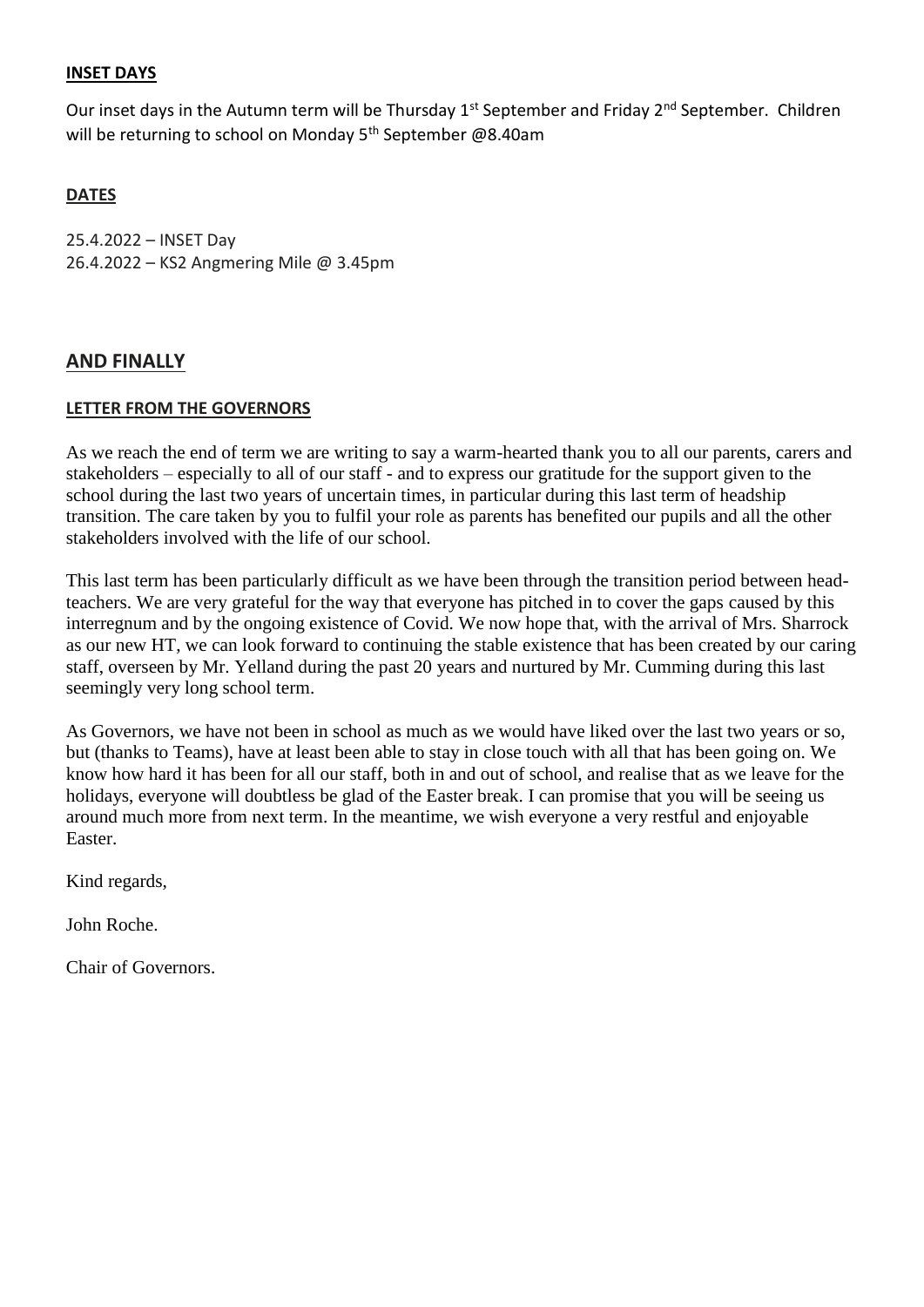**INSET DAYS**

Our inset days in the Autumn term will be Thursday 1st September and Friday 2nd September. Children will be returning to school on Monday 5th September @8.40am

**DATES**

25.4.2022 – INSET Day
26.4.2022 – KS2 Angmering Mile @ 3.45pm

## AND FINALLY

**LETTER FROM THE GOVERNORS**

As we reach the end of term we are writing to say a warm-hearted thank you to all our parents, carers and stakeholders – especially to all of our staff - and to express our gratitude for the support given to the school during the last two years of uncertain times, in particular during this last term of headship transition. The care taken by you to fulfil your role as parents has benefited our pupils and all the other stakeholders involved with the life of our school.

This last term has been particularly difficult as we have been through the transition period between head-teachers. We are very grateful for the way that everyone has pitched in to cover the gaps caused by this interregnum and by the ongoing existence of Covid. We now hope that, with the arrival of Mrs. Sharrock as our new HT, we can look forward to continuing the stable existence that has been created by our caring staff, overseen by Mr. Yelland during the past 20 years and nurtured by Mr. Cumming during this last seemingly very long school term.

As Governors, we have not been in school as much as we would have liked over the last two years or so, but (thanks to Teams), have at least been able to stay in close touch with all that has been going on. We know how hard it has been for all our staff, both in and out of school, and realise that as we leave for the holidays, everyone will doubtless be glad of the Easter break. I can promise that you will be seeing us around much more from next term. In the meantime, we wish everyone a very restful and enjoyable Easter.

Kind regards,

John Roche.

Chair of Governors.